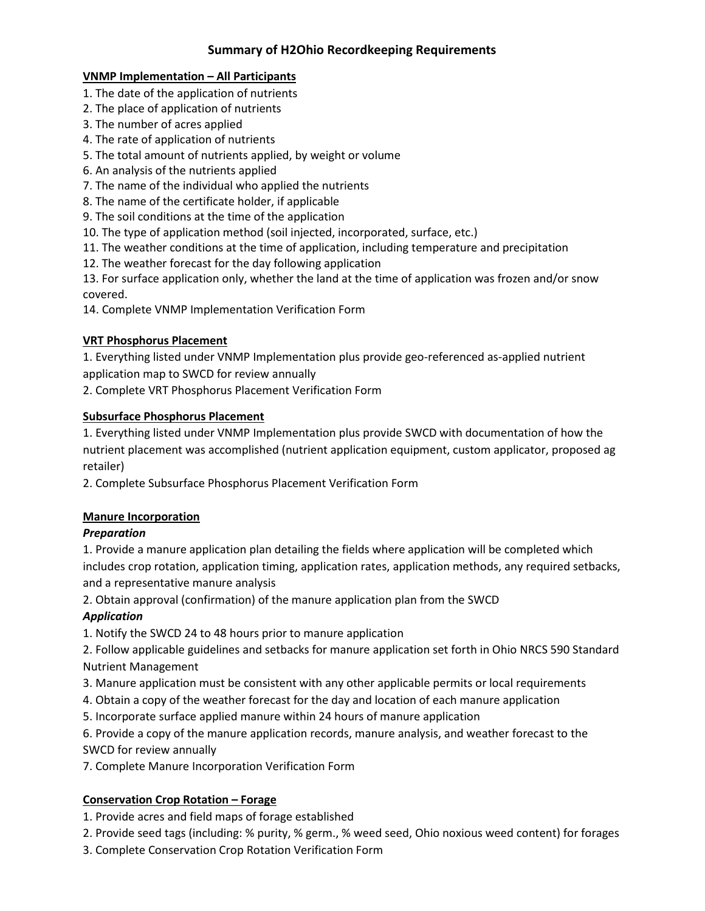# Summary of H2Ohio Recordkeeping Requirements

**VNMP Implementation – All Participants**

1. The date of the application of nutrients
2. The place of application of nutrients
3. The number of acres applied
4. The rate of application of nutrients
5. The total amount of nutrients applied, by weight or volume
6. An analysis of the nutrients applied
7. The name of the individual who applied the nutrients
8. The name of the certificate holder, if applicable
9. The soil conditions at the time of the application
10. The type of application method (soil injected, incorporated, surface, etc.)
11. The weather conditions at the time of application, including temperature and precipitation
12. The weather forecast for the day following application
13. For surface application only, whether the land at the time of application was frozen and/or snow covered.
14. Complete VNMP Implementation Verification Form

**VRT Phosphorus Placement**

1. Everything listed under VNMP Implementation plus provide geo-referenced as-applied nutrient application map to SWCD for review annually
2. Complete VRT Phosphorus Placement Verification Form

**Subsurface Phosphorus Placement**

1. Everything listed under VNMP Implementation plus provide SWCD with documentation of how the nutrient placement was accomplished (nutrient application equipment, custom applicator, proposed ag retailer)
2. Complete Subsurface Phosphorus Placement Verification Form

**Manure Incorporation**

***Preparation***

1. Provide a manure application plan detailing the fields where application will be completed which includes crop rotation, application timing, application rates, application methods, any required setbacks, and a representative manure analysis
2. Obtain approval (confirmation) of the manure application plan from the SWCD

***Application***

1. Notify the SWCD 24 to 48 hours prior to manure application
2. Follow applicable guidelines and setbacks for manure application set forth in Ohio NRCS 590 Standard Nutrient Management
3. Manure application must be consistent with any other applicable permits or local requirements
4. Obtain a copy of the weather forecast for the day and location of each manure application
5. Incorporate surface applied manure within 24 hours of manure application
6. Provide a copy of the manure application records, manure analysis, and weather forecast to the SWCD for review annually
7. Complete Manure Incorporation Verification Form

**Conservation Crop Rotation – Forage**

1. Provide acres and field maps of forage established
2. Provide seed tags (including: % purity, % germ., % weed seed, Ohio noxious weed content) for forages
3. Complete Conservation Crop Rotation Verification Form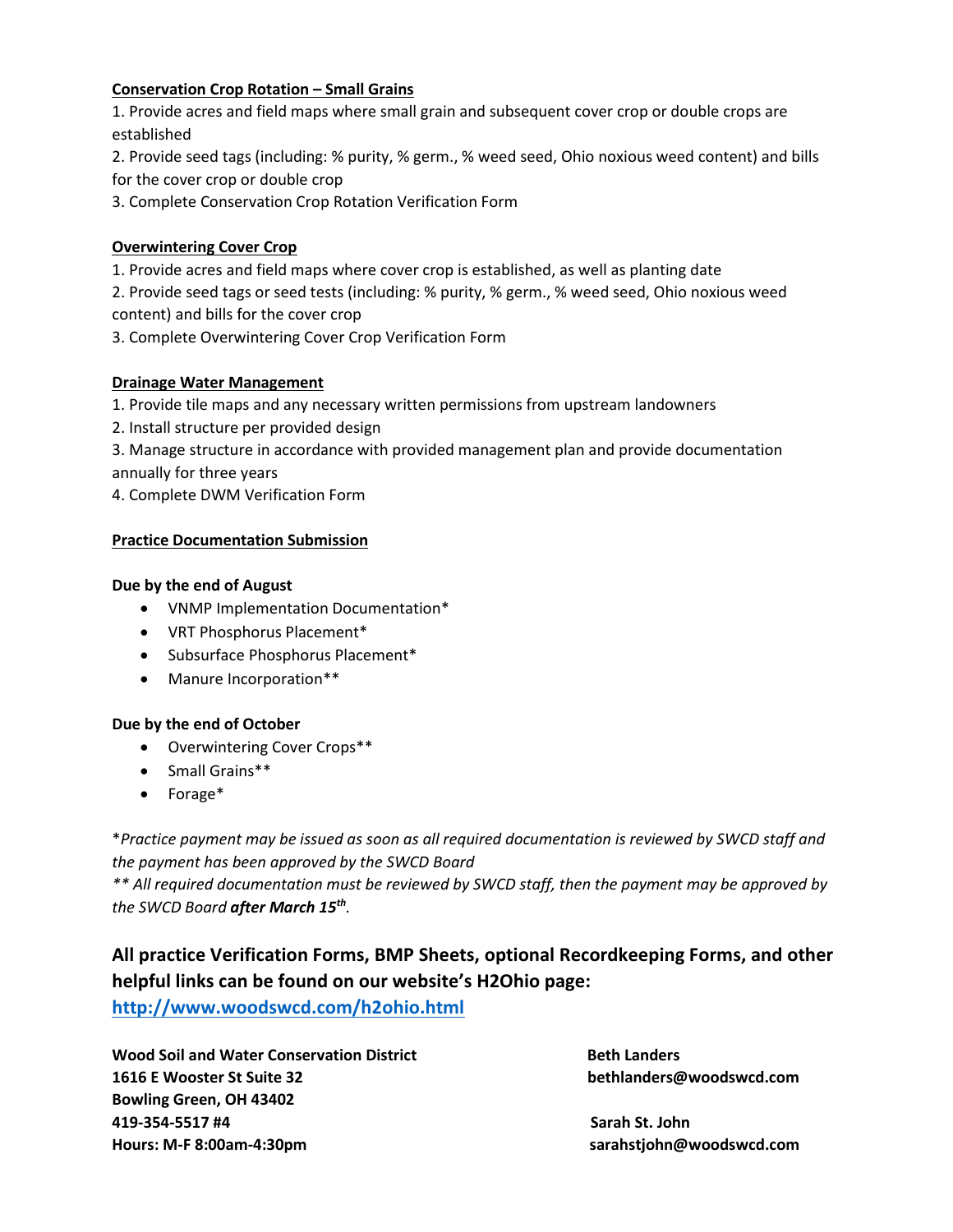**Conservation Crop Rotation – Small Grains**

1. Provide acres and field maps where small grain and subsequent cover crop or double crops are established
2. Provide seed tags (including: % purity, % germ., % weed seed, Ohio noxious weed content) and bills for the cover crop or double crop
3. Complete Conservation Crop Rotation Verification Form

**Overwintering Cover Crop**

1. Provide acres and field maps where cover crop is established, as well as planting date
2. Provide seed tags or seed tests (including: % purity, % germ., % weed seed, Ohio noxious weed content) and bills for the cover crop
3. Complete Overwintering Cover Crop Verification Form

**Drainage Water Management**

1. Provide tile maps and any necessary written permissions from upstream landowners
2. Install structure per provided design
3. Manage structure in accordance with provided management plan and provide documentation annually for three years
4. Complete DWM Verification Form

**Practice Documentation Submission**

**Due by the end of August**

- VNMP Implementation Documentation*
- VRT Phosphorus Placement*
- Subsurface Phosphorus Placement*
- Manure Incorporation**

**Due by the end of October**

- Overwintering Cover Crops**
- Small Grains**
- Forage*

*\*Practice payment may be issued as soon as all required documentation is reviewed by SWCD staff and the payment has been approved by the SWCD Board*
*\*\* All required documentation must be reviewed by SWCD staff, then the payment may be approved by the SWCD Board **after March 15th**.*

### All practice Verification Forms, BMP Sheets, optional Recordkeeping Forms, and other helpful links can be found on our website's H2Ohio page: http://www.woodswcd.com/h2ohio.html

**Wood Soil and Water Conservation District**
**1616 E Wooster St Suite 32**
**Bowling Green, OH 43402**
**419-354-5517 #4**
**Hours: M-F 8:00am-4:30pm**

**Beth Landers**
**bethlanders@woodswcd.com**

**Sarah St. John**
**sarahstjohn@woodswcd.com**